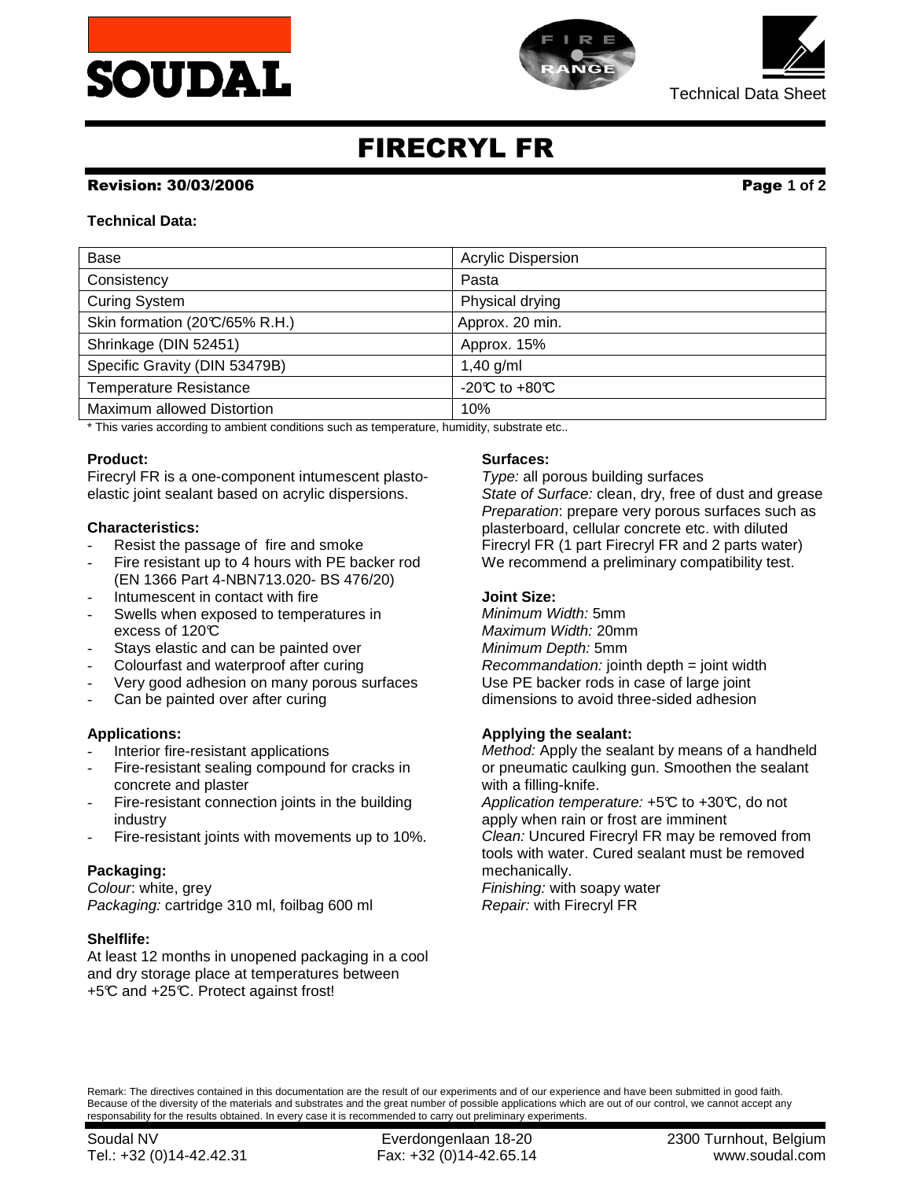# FIRECRYL FR

**Revision: 30/03/2006**

**Technical Data:**

| | |
|---|---|
| Base | Acrylic Dispersion |
| Consistency | Pasta |
| Curing System | Physical drying |
| Skin formation (20℃/65% R.H.) | Approx. 20 min. |
| Shrinkage (DIN 52451) | Approx. 15% |
| Specific Gravity (DIN 53479B) | 1,40 g/ml |
| Temperature Resistance | -20℃ to +80℃ |
| Maximum allowed Distortion | 10% |

\* This varies according to ambient conditions such as temperature, humidity, substrate etc..

**Product:**
Firecryl FR is a one-component intumescent plasto-elastic joint sealant based on acrylic dispersions.

**Characteristics:**
- Resist the passage of fire and smoke
- Fire resistant up to 4 hours with PE backer rod (EN 1366 Part 4-NBN713.020- BS 476/20)
- Intumescent in contact with fire
- Swells when exposed to temperatures in excess of 120℃
- Stays elastic and can be painted over
- Colourfast and waterproof after curing
- Very good adhesion on many porous surfaces
- Can be painted over after curing

**Applications:**
- Interior fire-resistant applications
- Fire-resistant sealing compound for cracks in concrete and plaster
- Fire-resistant connection joints in the building industry
- Fire-resistant joints with movements up to 10%.

**Packaging:**
*Colour*: white, grey
*Packaging:* cartridge 310 ml, foilbag 600 ml

**Shelflife:**
At least 12 months in unopened packaging in a cool and dry storage place at temperatures between +5℃ and +25℃. Protect against frost!

**Surfaces:**
*Type:* all porous building surfaces
*State of Surface:* clean, dry, free of dust and grease
*Preparation*: prepare very porous surfaces such as plasterboard, cellular concrete etc. with diluted Firecryl FR (1 part Firecryl FR and 2 parts water)
We recommend a preliminary compatibility test.

**Joint Size:**
*Minimum Width:* 5mm
*Maximum Width:* 20mm
*Minimum Depth:* 5mm
*Recommandation:* jointh depth = joint width
Use PE backer rods in case of large joint dimensions to avoid three-sided adhesion

**Applying the sealant:**
*Method:* Apply the sealant by means of a handheld or pneumatic caulking gun. Smoothen the sealant with a filling-knife.
*Application temperature:* +5℃ to +30℃, do not apply when rain or frost are imminent
*Clean:* Uncured Firecryl FR may be removed from tools with water. Cured sealant must be removed mechanically.
*Finishing:* with soapy water
*Repair:* with Firecryl FR

Remark: The directives contained in this documentation are the result of our experiments and of our experience and have been submitted in good faith. Because of the diversity of the materials and substrates and the great number of possible applications which are out of our control, we cannot accept any responsability for the results obtained. In every case it is recommended to carry out preliminary experiments.

Soudal NV | Everdongenlaan 18-20 | 2300 Turnhout, Belgium
Tel.: +32 (0)14-42.42.31 | Fax: +32 (0)14-42.65.14 | www.soudal.com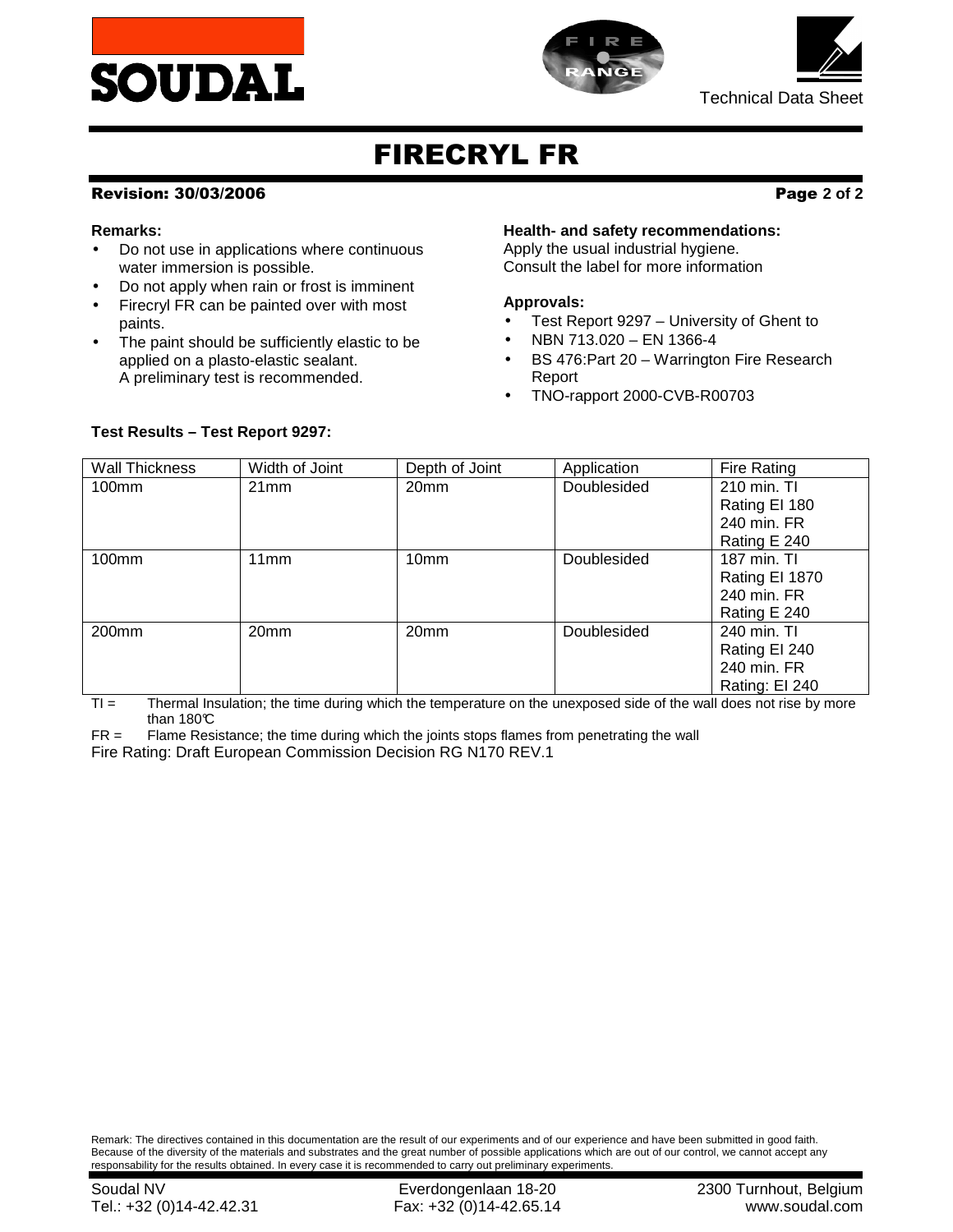# FIRECRYL FR

**Revision: 30/03/2006**

**Remarks:**

- Do not use in applications where continuous water immersion is possible.
- Do not apply when rain or frost is imminent
- Firecryl FR can be painted over with most paints.
- The paint should be sufficiently elastic to be applied on a plasto-elastic sealant.
  A preliminary test is recommended.

**Health- and safety recommendations:**
Apply the usual industrial hygiene.
Consult the label for more information

**Approvals:**

- Test Report 9297 – University of Ghent to
- NBN 713.020 – EN 1366-4
- BS 476:Part 20 – Warrington Fire Research Report
- TNO-rapport 2000-CVB-R00703

**Test Results – Test Report 9297:**

| Wall Thickness | Width of Joint | Depth of Joint | Application | Fire Rating |
|---|---|---|---|---|
| 100mm | 21mm | 20mm | Doublesided | 210 min. TI<br>Rating EI 180<br>240 min. FR<br>Rating E 240 |
| 100mm | 11mm | 10mm | Doublesided | 187 min. TI<br>Rating EI 1870<br>240 min. FR<br>Rating E 240 |
| 200mm | 20mm | 20mm | Doublesided | 240 min. TI<br>Rating EI 240<br>240 min. FR<br>Rating: EI 240 |

TI = Thermal Insulation; the time during which the temperature on the unexposed side of the wall does not rise by more than 180℃

FR = Flame Resistance; the time during which the joints stops flames from penetrating the wall

Fire Rating: Draft European Commission Decision RG N170 REV.1

Remark: The directives contained in this documentation are the result of our experiments and of our experience and have been submitted in good faith. Because of the diversity of the materials and substrates and the great number of possible applications which are out of our control, we cannot accept any responsability for the results obtained. In every case it is recommended to carry out preliminary experiments.

Soudal NV | Everdongenlaan 18-20 | 2300 Turnhout, Belgium
Tel.: +32 (0)14-42.42.31 | Fax: +32 (0)14-42.65.14 | www.soudal.com